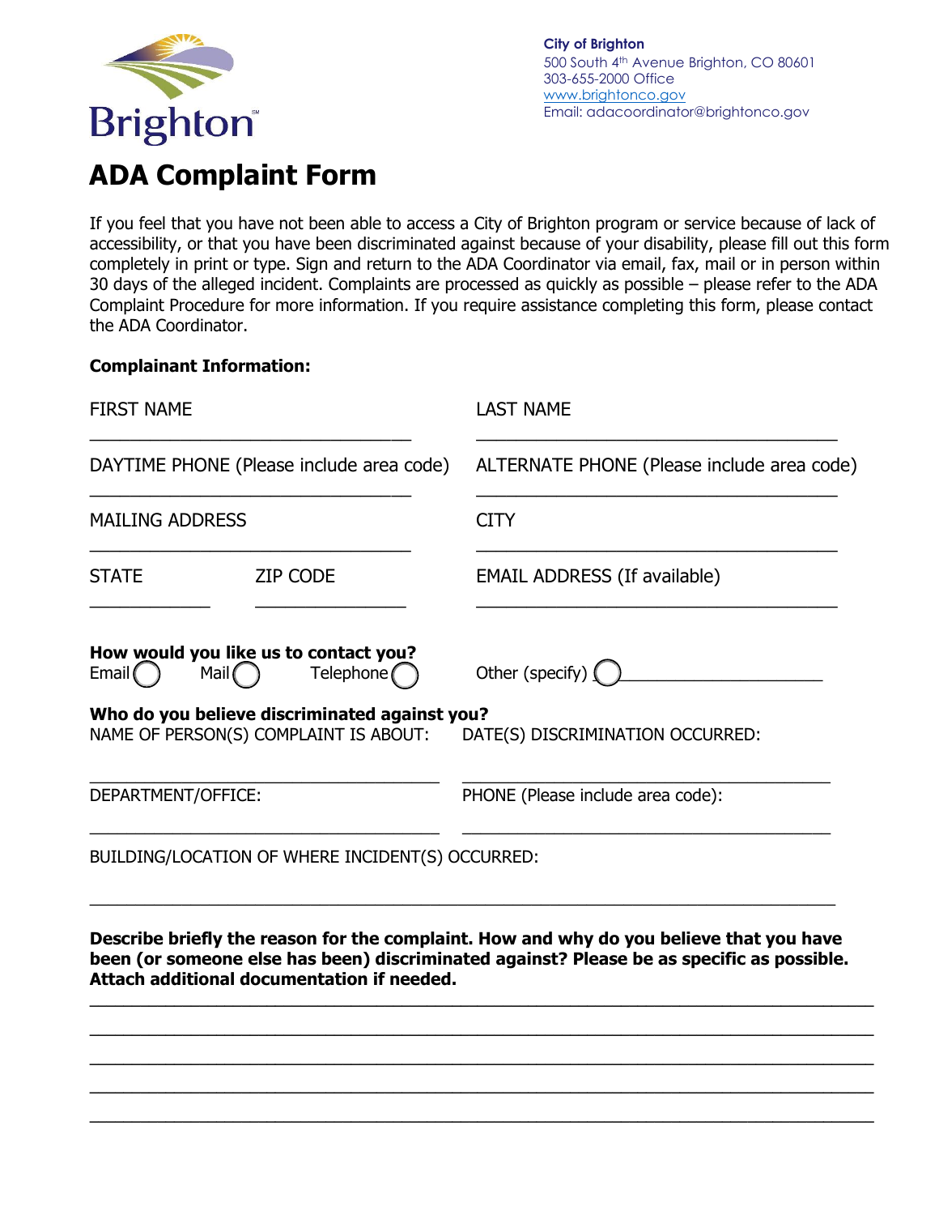Brighton

**City of Brighton**
500 South 4th Avenue Brighton, CO 80601
303-655-2000 Office
www.brightonco.gov
Email: adacoordinator@brightonco.gov

# ADA Complaint Form

If you feel that you have not been able to access a City of Brighton program or service because of lack of accessibility, or that you have been discriminated against because of your disability, please fill out this form completely in print or type. Sign and return to the ADA Coordinator via email, fax, mail or in person within 30 days of the alleged incident. Complaints are processed as quickly as possible – please refer to the ADA Complaint Procedure for more information. If you require assistance completing this form, please contact the ADA Coordinator.

**Complainant Information:**

FIRST NAME ______________________________

LAST NAME ______________________________

DAYTIME PHONE (Please include area code) ______________________________

ALTERNATE PHONE (Please include area code) ______________________________

MAILING ADDRESS ______________________________

CITY ______________________________

STATE __________ ZIP CODE ______________

EMAIL ADDRESS (If available) ______________________________

**How would you like us to contact you?**
Email ◯ Mail ◯ Telephone ◯ Other (specify) ◯ ____________________

**Who do you believe discriminated against you?**

NAME OF PERSON(S) COMPLAINT IS ABOUT: ______________________________

DATE(S) DISCRIMINATION OCCURRED: ______________________________

DEPARTMENT/OFFICE: ______________________________

PHONE (Please include area code): ______________________________

BUILDING/LOCATION OF WHERE INCIDENT(S) OCCURRED:

______________________________________________________________

**Describe briefly the reason for the complaint. How and why do you believe that you have been (or someone else has been) discriminated against? Please be as specific as possible. Attach additional documentation if needed.**

______________________________________________________________

______________________________________________________________

______________________________________________________________

______________________________________________________________

______________________________________________________________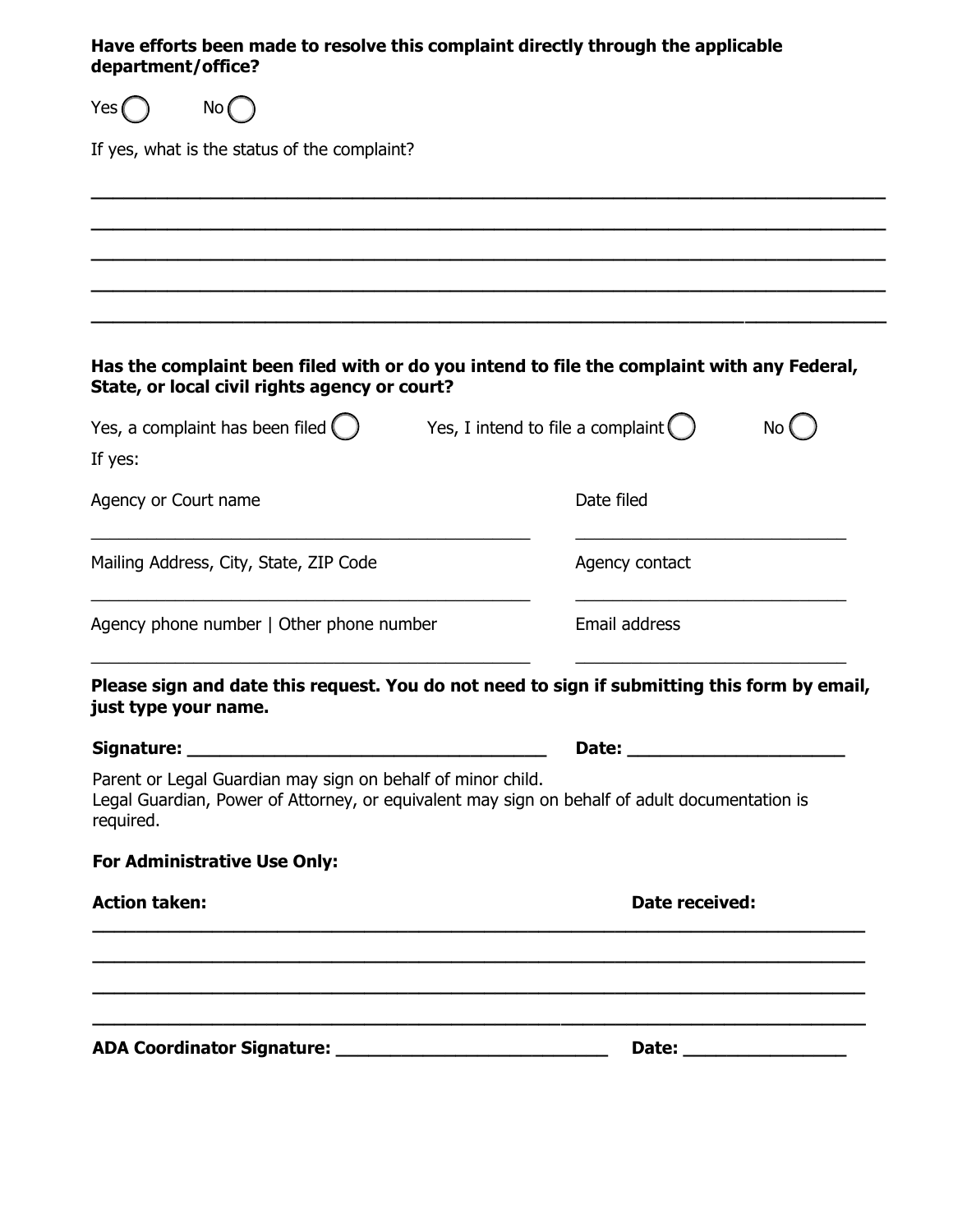**Have efforts been made to resolve this complaint directly through the applicable department/office?**

Yes ◯ No ◯

If yes, what is the status of the complaint?

\_\_\_\_\_\_\_\_\_\_\_\_\_\_\_\_\_\_\_\_\_\_\_\_\_\_\_\_\_\_\_\_\_\_\_\_\_\_\_\_\_\_\_\_\_\_\_\_\_\_\_\_\_\_\_\_\_\_\_\_\_\_\_\_\_\_\_\_\_\_

\_\_\_\_\_\_\_\_\_\_\_\_\_\_\_\_\_\_\_\_\_\_\_\_\_\_\_\_\_\_\_\_\_\_\_\_\_\_\_\_\_\_\_\_\_\_\_\_\_\_\_\_\_\_\_\_\_\_\_\_\_\_\_\_\_\_\_\_\_\_

\_\_\_\_\_\_\_\_\_\_\_\_\_\_\_\_\_\_\_\_\_\_\_\_\_\_\_\_\_\_\_\_\_\_\_\_\_\_\_\_\_\_\_\_\_\_\_\_\_\_\_\_\_\_\_\_\_\_\_\_\_\_\_\_\_\_\_\_\_\_

\_\_\_\_\_\_\_\_\_\_\_\_\_\_\_\_\_\_\_\_\_\_\_\_\_\_\_\_\_\_\_\_\_\_\_\_\_\_\_\_\_\_\_\_\_\_\_\_\_\_\_\_\_\_\_\_\_\_\_\_\_\_\_\_\_\_\_\_\_\_

\_\_\_\_\_\_\_\_\_\_\_\_\_\_\_\_\_\_\_\_\_\_\_\_\_\_\_\_\_\_\_\_\_\_\_\_\_\_\_\_\_\_\_\_\_\_\_\_\_\_\_\_\_\_\_\_\_\_\_\_\_\_\_\_\_\_\_\_\_\_

**Has the complaint been filed with or do you intend to file the complaint with any Federal, State, or local civil rights agency or court?**

Yes, a complaint has been filed ◯ Yes, I intend to file a complaint ◯ No ◯

If yes:

Agency or Court name \_\_\_\_\_\_\_\_\_\_\_\_\_\_\_\_\_\_\_\_\_\_\_\_\_\_\_\_\_\_\_\_\_\_\_\_\_\_\_

Date filed \_\_\_\_\_\_\_\_\_\_\_\_\_\_\_\_\_\_\_\_\_\_\_\_\_\_\_\_

Mailing Address, City, State, ZIP Code \_\_\_\_\_\_\_\_\_\_\_\_\_\_\_\_\_\_\_\_\_\_\_\_\_\_\_\_\_\_\_\_\_\_\_\_\_\_\_

Agency contact \_\_\_\_\_\_\_\_\_\_\_\_\_\_\_\_\_\_\_\_\_\_\_\_\_\_\_\_

Agency phone number | Other phone number \_\_\_\_\_\_\_\_\_\_\_\_\_\_\_\_\_\_\_\_\_\_\_\_\_\_\_\_\_\_\_\_\_\_\_\_\_\_\_

Email address \_\_\_\_\_\_\_\_\_\_\_\_\_\_\_\_\_\_\_\_\_\_\_\_\_\_\_\_

**Please sign and date this request. You do not need to sign if submitting this form by email, just type your name.**

**Signature: \_\_\_\_\_\_\_\_\_\_\_\_\_\_\_\_\_\_\_\_\_\_\_\_\_\_\_\_\_\_\_\_\_\_\_\_ Date: \_\_\_\_\_\_\_\_\_\_\_\_\_\_\_\_\_\_\_\_\_**

Parent or Legal Guardian may sign on behalf of minor child.
Legal Guardian, Power of Attorney, or equivalent may sign on behalf of adult documentation is required.

**For Administrative Use Only:**

**Action taken:** **Date received:**

\_\_\_\_\_\_\_\_\_\_\_\_\_\_\_\_\_\_\_\_\_\_\_\_\_\_\_\_\_\_\_\_\_\_\_\_\_\_\_\_\_\_\_\_\_\_\_\_\_\_\_\_\_\_\_\_\_\_\_\_\_\_\_\_\_\_\_\_\_\_

\_\_\_\_\_\_\_\_\_\_\_\_\_\_\_\_\_\_\_\_\_\_\_\_\_\_\_\_\_\_\_\_\_\_\_\_\_\_\_\_\_\_\_\_\_\_\_\_\_\_\_\_\_\_\_\_\_\_\_\_\_\_\_\_\_\_\_\_\_\_

\_\_\_\_\_\_\_\_\_\_\_\_\_\_\_\_\_\_\_\_\_\_\_\_\_\_\_\_\_\_\_\_\_\_\_\_\_\_\_\_\_\_\_\_\_\_\_\_\_\_\_\_\_\_\_\_\_\_\_\_\_\_\_\_\_\_\_\_\_\_

\_\_\_\_\_\_\_\_\_\_\_\_\_\_\_\_\_\_\_\_\_\_\_\_\_\_\_\_\_\_\_\_\_\_\_\_\_\_\_\_\_\_\_\_\_\_\_\_\_\_\_\_\_\_\_\_\_\_\_\_\_\_\_\_\_\_\_\_\_\_

**ADA Coordinator Signature: \_\_\_\_\_\_\_\_\_\_\_\_\_\_\_\_\_\_\_\_\_\_\_\_\_\_\_ Date: \_\_\_\_\_\_\_\_\_\_\_\_\_\_\_\_**